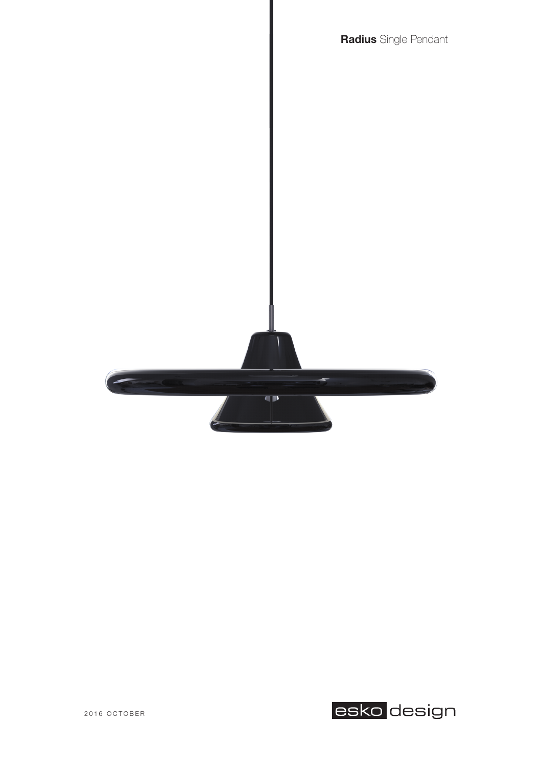**Radius** Single Pendant

2016 OCTOBER

esko design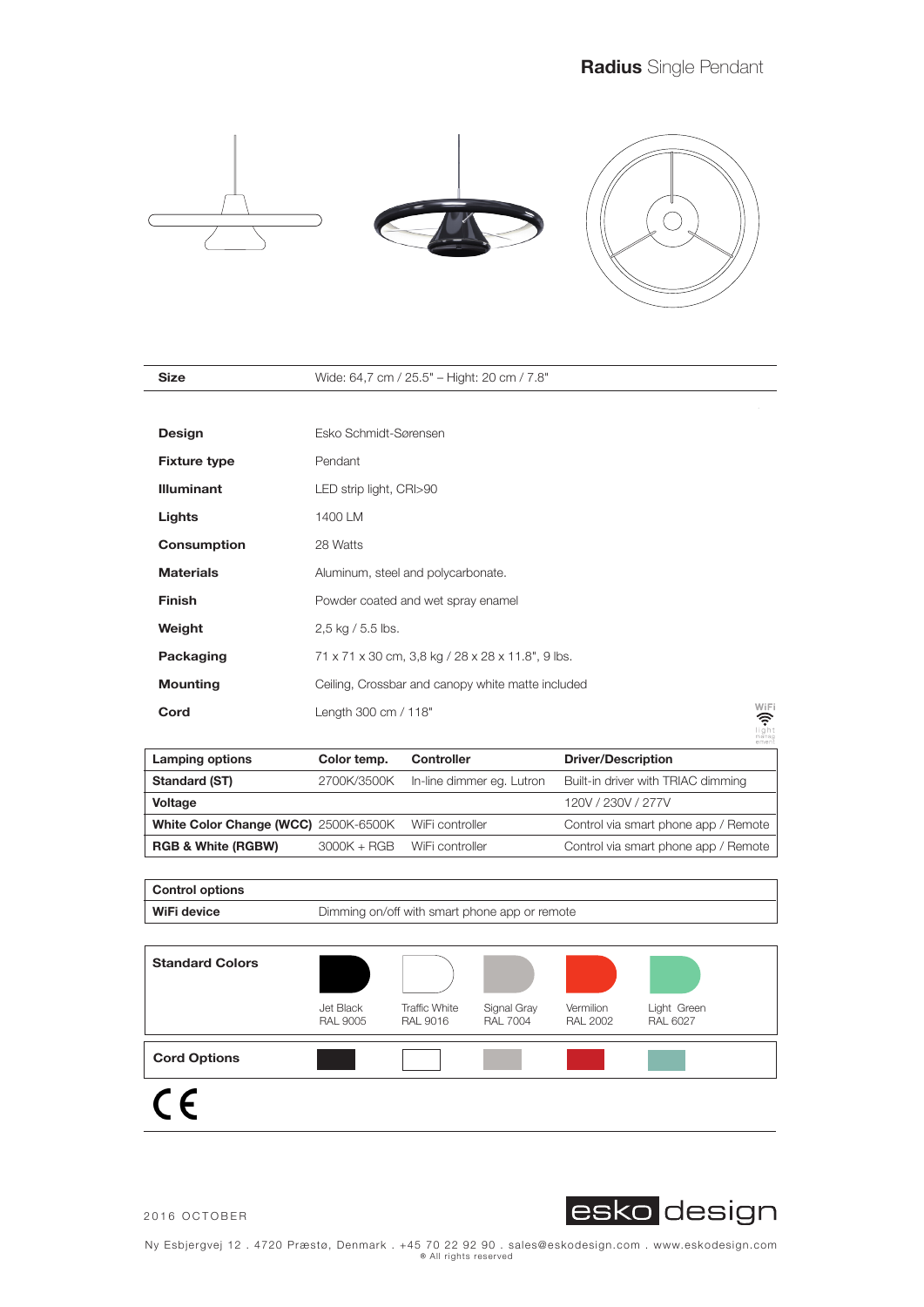# **Radius** Single Pendant

| | |
|---|---|
| **Size** | Wide: 64,7 cm / 25.5" – Hight: 20 cm / 7.8" |

| | |
|---|---|
| **Design** | Esko Schmidt-Sørensen |
| **Fixture type** | Pendant |
| **Illuminant** | LED strip light, CRI>90 |
| **Lights** | 1400 LM |
| **Consumption** | 28 Watts |
| **Materials** | Aluminum, steel and polycarbonate. |
| **Finish** | Powder coated and wet spray enamel |
| **Weight** | 2,5 kg / 5.5 lbs. |
| **Packaging** | 71 x 71 x 30 cm, 3,8 kg / 28 x 28 x 11.8", 9 lbs. |
| **Mounting** | Ceiling, Crossbar and canopy white matte included |
| **Cord** | Length 300 cm / 118" |

| **Lamping options** | **Color temp.** | **Controller** | **Driver/Description** |
|---|---|---|---|
| **Standard (ST)** | 2700K/3500K | In-line dimmer eg. Lutron | Built-in driver with TRIAC dimming |
| **Voltage** | | | 120V / 230V / 277V |
| **White Color Change (WCC)** | 2500K-6500K | WiFi controller | Control via smart phone app / Remote |
| **RGB & White (RGBW)** | 3000K + RGB | WiFi controller | Control via smart phone app / Remote |

| **Control options** | |
|---|---|
| **WiFi device** | Dimming on/off with smart phone app or remote |

| | | | | | |
|---|---|---|---|---|---|
| **Standard Colors** | Jet Black RAL 9005 | Traffic White RAL 9016 | Signal Gray RAL 7004 | Vermilion RAL 2002 | Light Green RAL 6027 |
| **Cord Options** | | | | | |

CE

2016 OCTOBER

esko design

Ny Esbjergvej 12 . 4720 Præstø, Denmark . +45 70 22 92 90 . sales@eskodesign.com . www.eskodesign.com
® All rights reserved